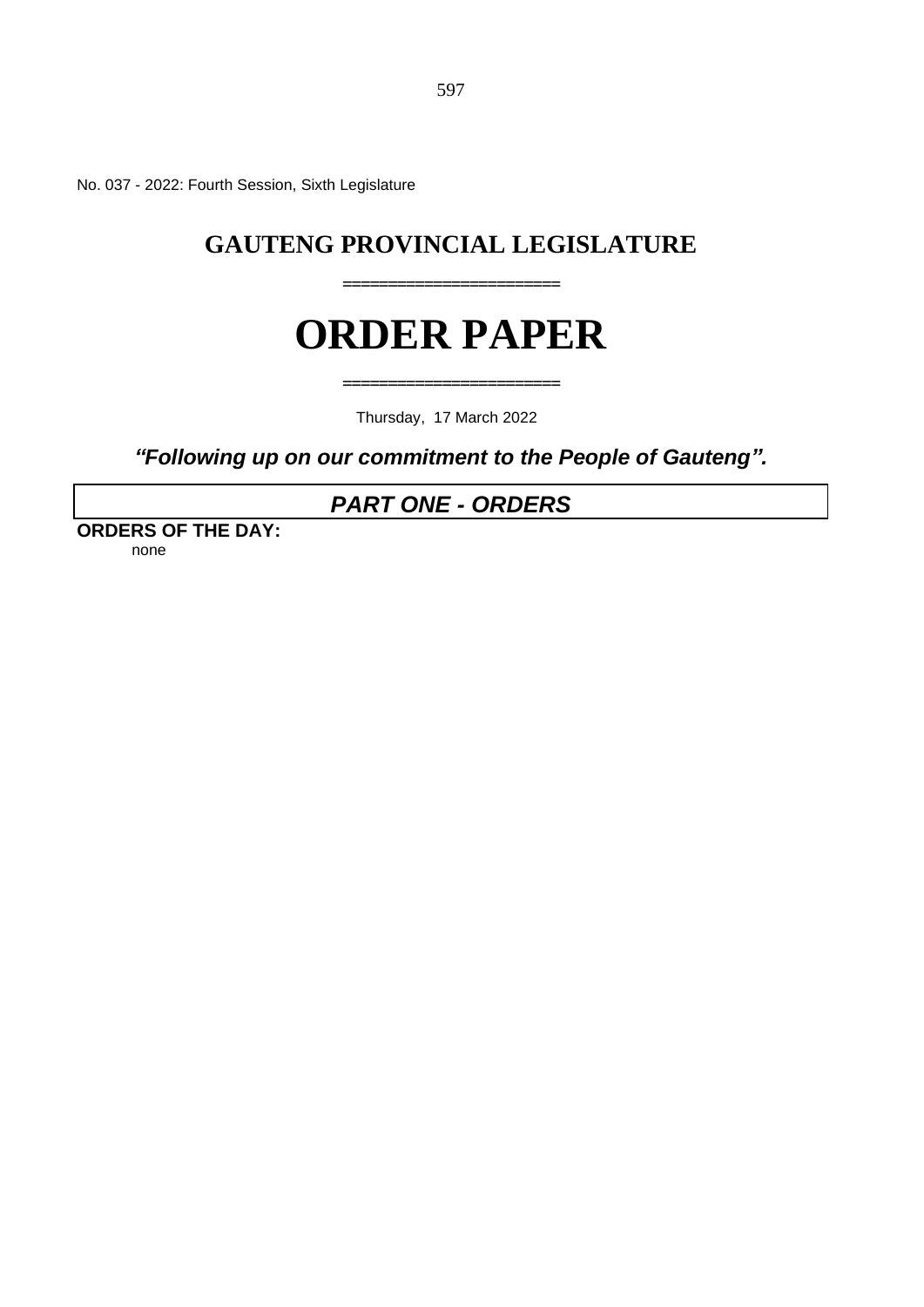No. 037 - 2022: Fourth Session, Sixth Legislature

# GAUTENG PROVINCIAL LEGISLATURE

=====================

# ORDER PAPER

=====================

Thursday, 17 March 2022

***"Following up on our commitment to the People of Gauteng".***

## *PART ONE - ORDERS*

**ORDERS OF THE DAY:**

none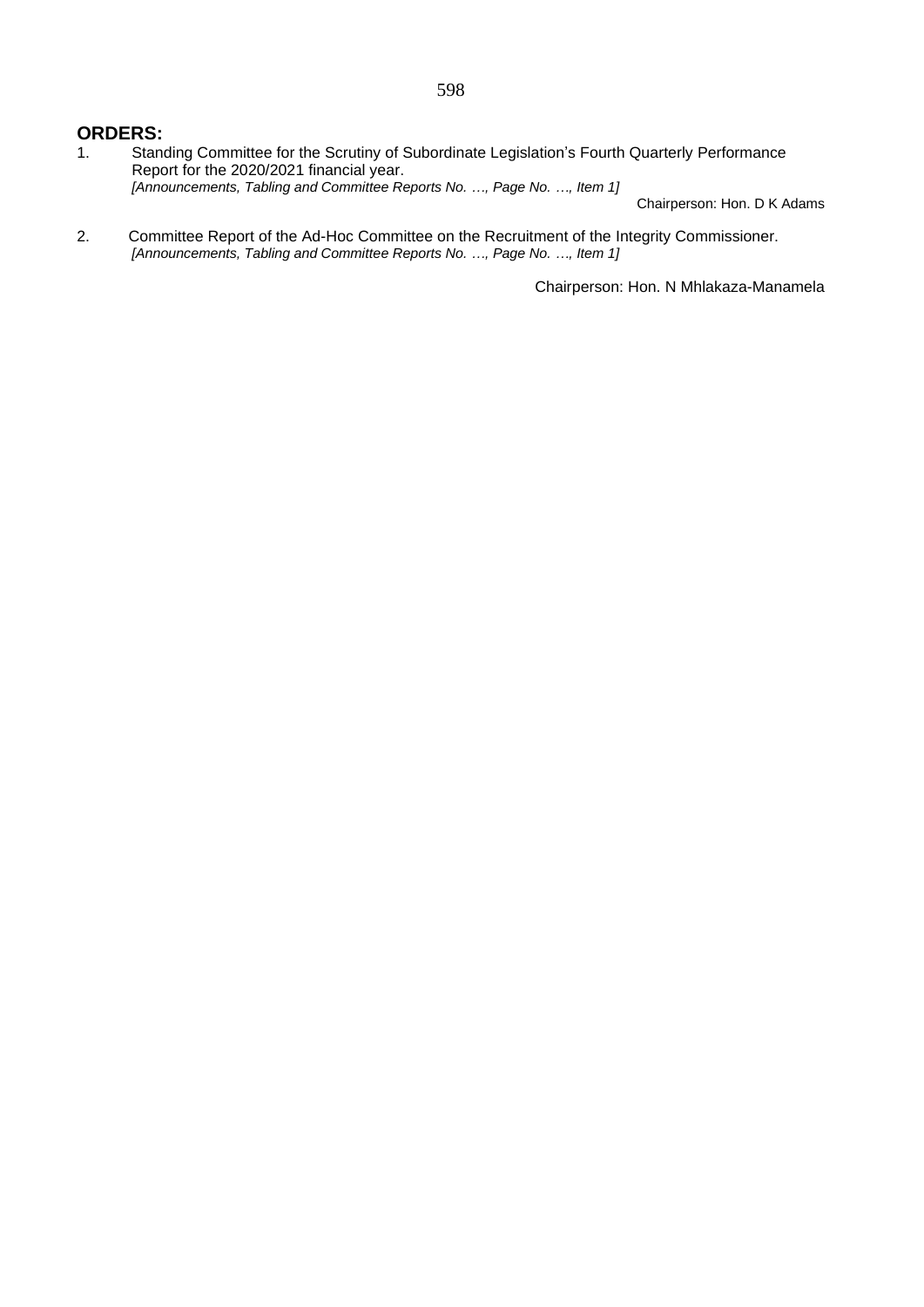## ORDERS:

1. Standing Committee for the Scrutiny of Subordinate Legislation's Fourth Quarterly Performance Report for the 2020/2021 financial year.
   *[Announcements, Tabling and Committee Reports No. …, Page No. …, Item 1]*

   Chairperson: Hon. D K Adams

2. Committee Report of the Ad-Hoc Committee on the Recruitment of the Integrity Commissioner.
   *[Announcements, Tabling and Committee Reports No. …, Page No. …, Item 1]*

   Chairperson: Hon. N Mhlakaza-Manamela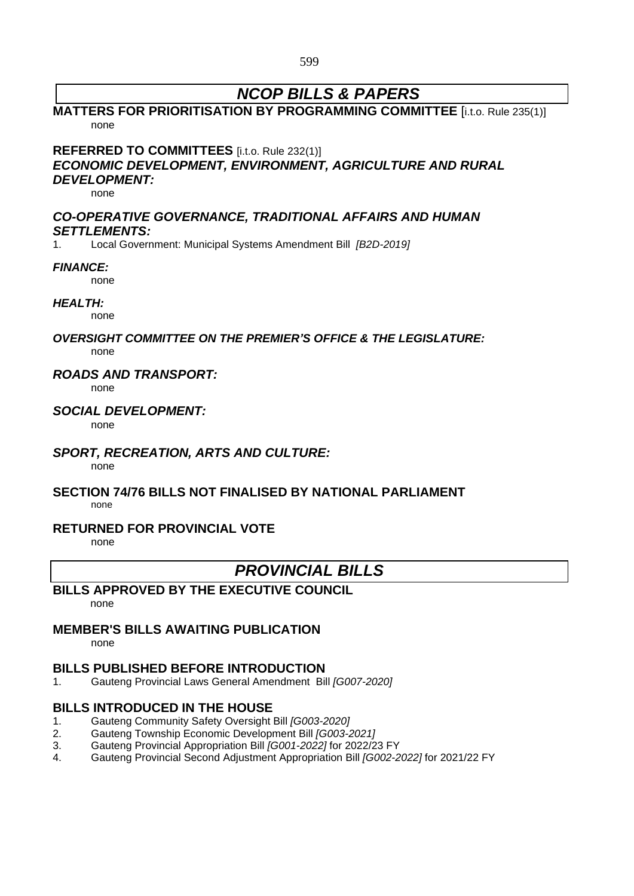# *NCOP BILLS & PAPERS*

**MATTERS FOR PRIORITISATION BY PROGRAMMING COMMITTEE** [i.t.o. Rule 235(1)]

none

**REFERRED TO COMMITTEES** [i.t.o. Rule 232(1)]

***ECONOMIC DEVELOPMENT, ENVIRONMENT, AGRICULTURE AND RURAL DEVELOPMENT:***

none

***CO-OPERATIVE GOVERNANCE, TRADITIONAL AFFAIRS AND HUMAN SETTLEMENTS:***

1. Local Government: Municipal Systems Amendment Bill *[B2D-2019]*

***FINANCE:***

none

***HEALTH:***

none

***OVERSIGHT COMMITTEE ON THE PREMIER'S OFFICE & THE LEGISLATURE:***

none

***ROADS AND TRANSPORT:***

none

***SOCIAL DEVELOPMENT:***

none

***SPORT, RECREATION, ARTS AND CULTURE:***

none

**SECTION 74/76 BILLS NOT FINALISED BY NATIONAL PARLIAMENT**

none

**RETURNED FOR PROVINCIAL VOTE**

none

# *PROVINCIAL BILLS*

**BILLS APPROVED BY THE EXECUTIVE COUNCIL**

none

**MEMBER'S BILLS AWAITING PUBLICATION**

none

**BILLS PUBLISHED BEFORE INTRODUCTION**

1. Gauteng Provincial Laws General Amendment Bill *[G007-2020]*

**BILLS INTRODUCED IN THE HOUSE**

1. Gauteng Community Safety Oversight Bill *[G003-2020]*
2. Gauteng Township Economic Development Bill *[G003-2021]*
3. Gauteng Provincial Appropriation Bill *[G001-2022]* for 2022/23 FY
4. Gauteng Provincial Second Adjustment Appropriation Bill *[G002-2022]* for 2021/22 FY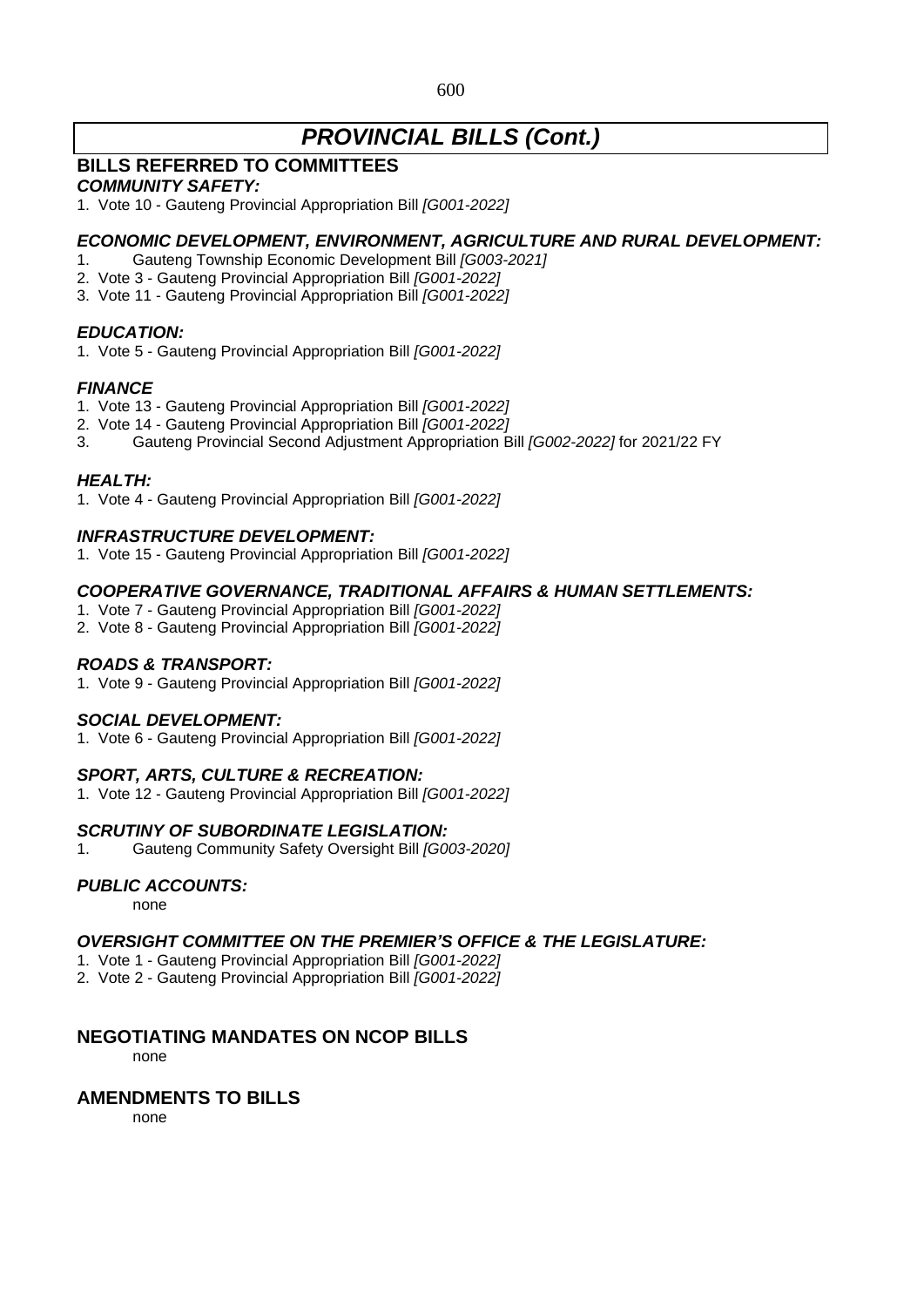# *PROVINCIAL BILLS (Cont.)*

## BILLS REFERRED TO COMMITTEES

### *COMMUNITY SAFETY:*

1. Vote 10 - Gauteng Provincial Appropriation Bill *[G001-2022]*

### *ECONOMIC DEVELOPMENT, ENVIRONMENT, AGRICULTURE AND RURAL DEVELOPMENT:*

1. Gauteng Township Economic Development Bill *[G003-2021]*
2. Vote 3 - Gauteng Provincial Appropriation Bill *[G001-2022]*
3. Vote 11 - Gauteng Provincial Appropriation Bill *[G001-2022]*

### *EDUCATION:*

1. Vote 5 - Gauteng Provincial Appropriation Bill *[G001-2022]*

### *FINANCE*

1. Vote 13 - Gauteng Provincial Appropriation Bill *[G001-2022]*
2. Vote 14 - Gauteng Provincial Appropriation Bill *[G001-2022]*
3. Gauteng Provincial Second Adjustment Appropriation Bill *[G002-2022]* for 2021/22 FY

### *HEALTH:*

1. Vote 4 - Gauteng Provincial Appropriation Bill *[G001-2022]*

### *INFRASTRUCTURE DEVELOPMENT:*

1. Vote 15 - Gauteng Provincial Appropriation Bill *[G001-2022]*

### *COOPERATIVE GOVERNANCE, TRADITIONAL AFFAIRS & HUMAN SETTLEMENTS:*

1. Vote 7 - Gauteng Provincial Appropriation Bill *[G001-2022]*
2. Vote 8 - Gauteng Provincial Appropriation Bill *[G001-2022]*

### *ROADS & TRANSPORT:*

1. Vote 9 - Gauteng Provincial Appropriation Bill *[G001-2022]*

### *SOCIAL DEVELOPMENT:*

1. Vote 6 - Gauteng Provincial Appropriation Bill *[G001-2022]*

### *SPORT, ARTS, CULTURE & RECREATION:*

1. Vote 12 - Gauteng Provincial Appropriation Bill *[G001-2022]*

### *SCRUTINY OF SUBORDINATE LEGISLATION:*

1. Gauteng Community Safety Oversight Bill *[G003-2020]*

### *PUBLIC ACCOUNTS:*

none

### *OVERSIGHT COMMITTEE ON THE PREMIER'S OFFICE & THE LEGISLATURE:*

1. Vote 1 - Gauteng Provincial Appropriation Bill *[G001-2022]*
2. Vote 2 - Gauteng Provincial Appropriation Bill *[G001-2022]*

## NEGOTIATING MANDATES ON NCOP BILLS

none

## AMENDMENTS TO BILLS

none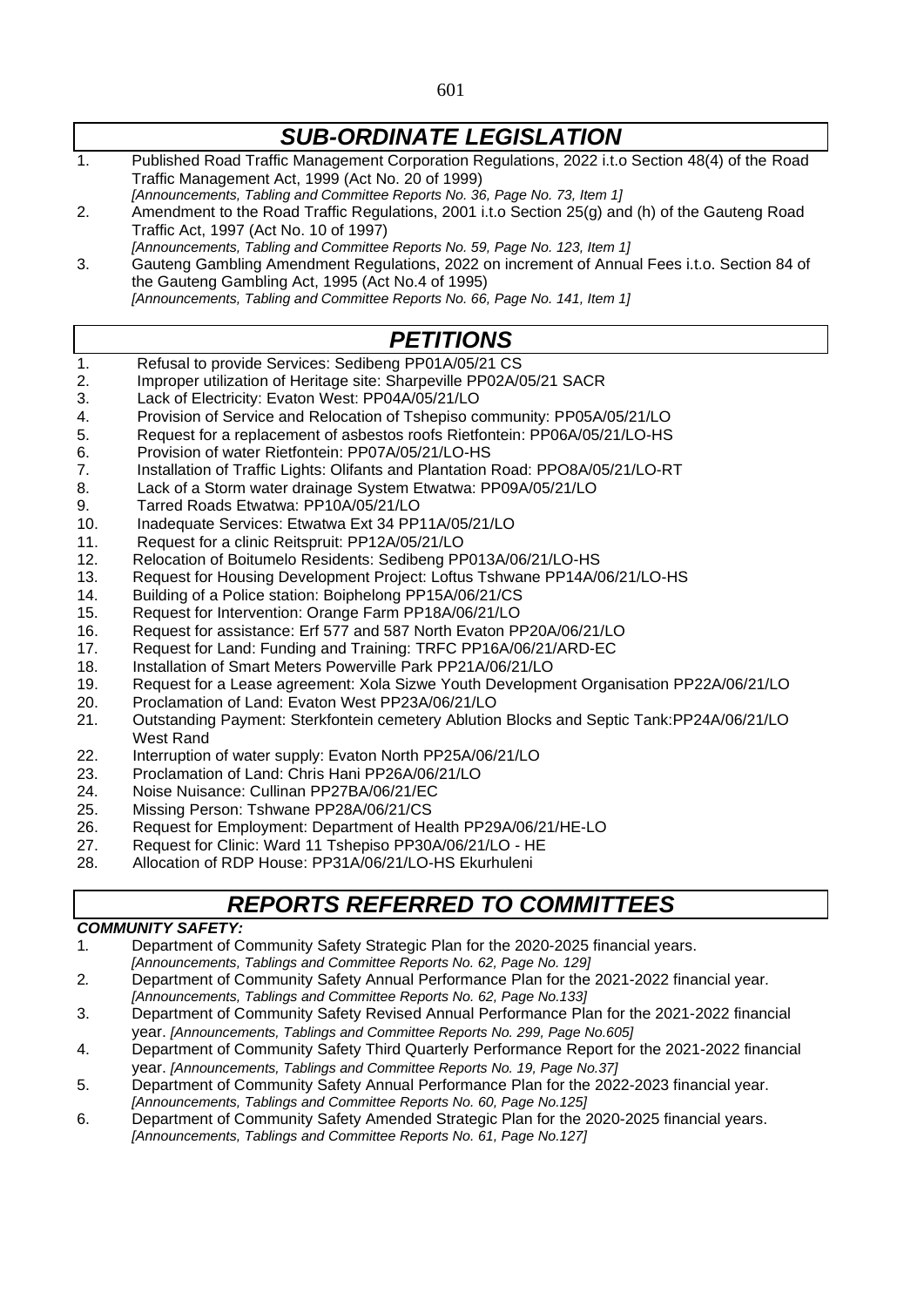## *SUB-ORDINATE LEGISLATION*

1. Published Road Traffic Management Corporation Regulations, 2022 i.t.o Section 48(4) of the Road Traffic Management Act, 1999 (Act No. 20 of 1999)
   *[Announcements, Tabling and Committee Reports No. 36, Page No. 73, Item 1]*
2. Amendment to the Road Traffic Regulations, 2001 i.t.o Section 25(g) and (h) of the Gauteng Road Traffic Act, 1997 (Act No. 10 of 1997)
   *[Announcements, Tabling and Committee Reports No. 59, Page No. 123, Item 1]*
3. Gauteng Gambling Amendment Regulations, 2022 on increment of Annual Fees i.t.o. Section 84 of the Gauteng Gambling Act, 1995 (Act No.4 of 1995)
   *[Announcements, Tabling and Committee Reports No. 66, Page No. 141, Item 1]*

## *PETITIONS*

1. Refusal to provide Services: Sedibeng PP01A/05/21 CS
2. Improper utilization of Heritage site: Sharpeville PP02A/05/21 SACR
3. Lack of Electricity: Evaton West: PP04A/05/21/LO
4. Provision of Service and Relocation of Tshepiso community: PP05A/05/21/LO
5. Request for a replacement of asbestos roofs Rietfontein: PP06A/05/21/LO-HS
6. Provision of water Rietfontein: PP07A/05/21/LO-HS
7. Installation of Traffic Lights: Olifants and Plantation Road: PPO8A/05/21/LO-RT
8. Lack of a Storm water drainage System Etwatwa: PP09A/05/21/LO
9. Tarred Roads Etwatwa: PP10A/05/21/LO
10. Inadequate Services: Etwatwa Ext 34 PP11A/05/21/LO
11. Request for a clinic Reitspruit: PP12A/05/21/LO
12. Relocation of Boitumelo Residents: Sedibeng PP013A/06/21/LO-HS
13. Request for Housing Development Project: Loftus Tshwane PP14A/06/21/LO-HS
14. Building of a Police station: Boiphelong PP15A/06/21/CS
15. Request for Intervention: Orange Farm PP18A/06/21/LO
16. Request for assistance: Erf 577 and 587 North Evaton PP20A/06/21/LO
17. Request for Land: Funding and Training: TRFC PP16A/06/21/ARD-EC
18. Installation of Smart Meters Powerville Park PP21A/06/21/LO
19. Request for a Lease agreement: Xola Sizwe Youth Development Organisation PP22A/06/21/LO
20. Proclamation of Land: Evaton West PP23A/06/21/LO
21. Outstanding Payment: Sterkfontein cemetery Ablution Blocks and Septic Tank:PP24A/06/21/LO West Rand
22. Interruption of water supply: Evaton North PP25A/06/21/LO
23. Proclamation of Land: Chris Hani PP26A/06/21/LO
24. Noise Nuisance: Cullinan PP27BA/06/21/EC
25. Missing Person: Tshwane PP28A/06/21/CS
26. Request for Employment: Department of Health PP29A/06/21/HE-LO
27. Request for Clinic: Ward 11 Tshepiso PP30A/06/21/LO - HE
28. Allocation of RDP House: PP31A/06/21/LO-HS Ekurhuleni

## *REPORTS REFERRED TO COMMITTEES*

### *COMMUNITY SAFETY:*

1. Department of Community Safety Strategic Plan for the 2020-2025 financial years.
   *[Announcements, Tablings and Committee Reports No. 62, Page No. 129]*
2. Department of Community Safety Annual Performance Plan for the 2021-2022 financial year.
   *[Announcements, Tablings and Committee Reports No. 62, Page No.133]*
3. Department of Community Safety Revised Annual Performance Plan for the 2021-2022 financial year. *[Announcements, Tablings and Committee Reports No. 299, Page No.605]*
4. Department of Community Safety Third Quarterly Performance Report for the 2021-2022 financial year. *[Announcements, Tablings and Committee Reports No. 19, Page No.37]*
5. Department of Community Safety Annual Performance Plan for the 2022-2023 financial year.
   *[Announcements, Tablings and Committee Reports No. 60, Page No.125]*
6. Department of Community Safety Amended Strategic Plan for the 2020-2025 financial years.
   *[Announcements, Tablings and Committee Reports No. 61, Page No.127]*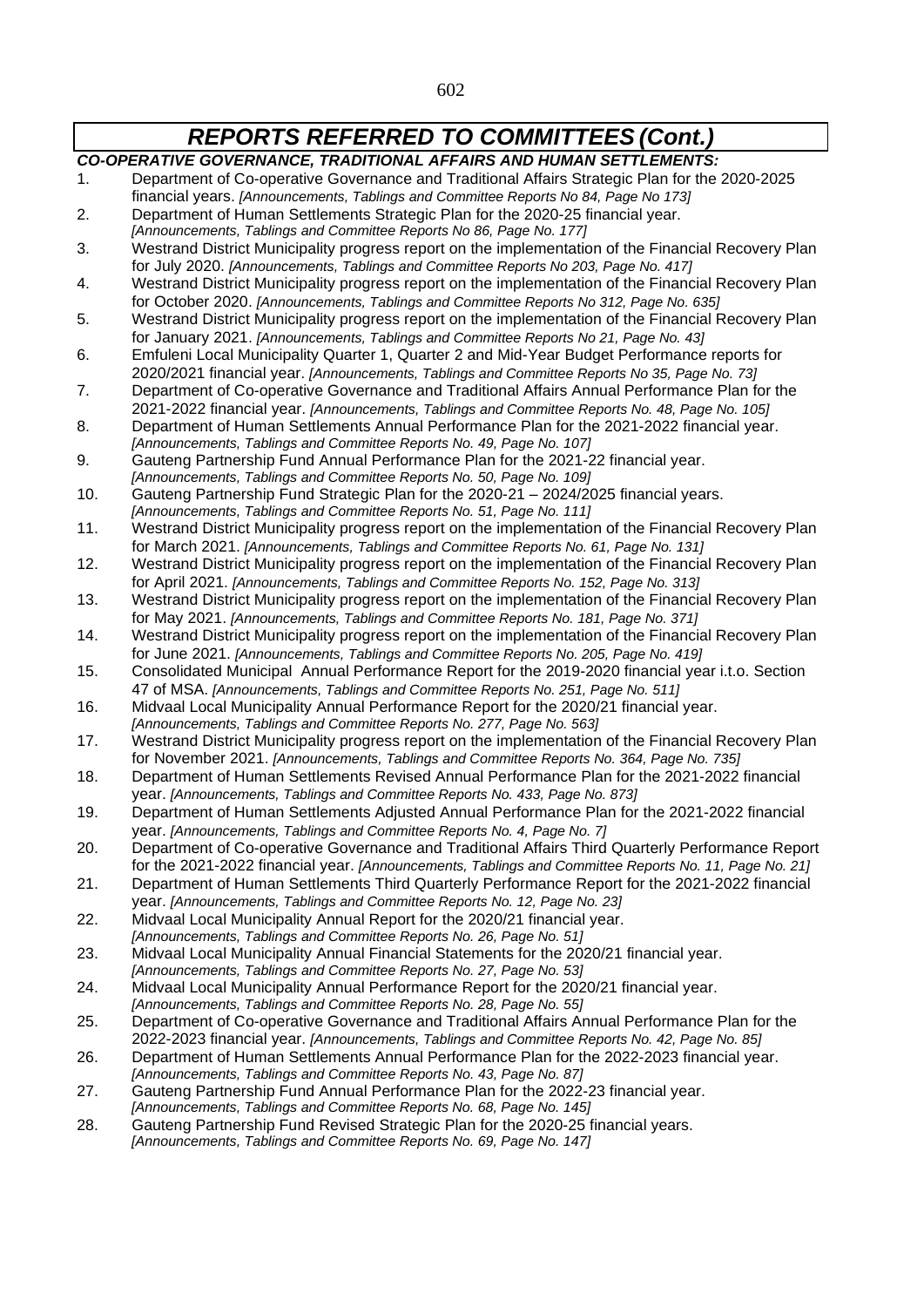## *REPORTS REFERRED TO COMMITTEES (Cont.)*

***CO-OPERATIVE GOVERNANCE, TRADITIONAL AFFAIRS AND HUMAN SETTLEMENTS:***

1. Department of Co-operative Governance and Traditional Affairs Strategic Plan for the 2020-2025 financial years. *[Announcements, Tablings and Committee Reports No 84, Page No 173]*
2. Department of Human Settlements Strategic Plan for the 2020-25 financial year. *[Announcements, Tablings and Committee Reports No 86, Page No. 177]*
3. Westrand District Municipality progress report on the implementation of the Financial Recovery Plan for July 2020. *[Announcements, Tablings and Committee Reports No 203, Page No. 417]*
4. Westrand District Municipality progress report on the implementation of the Financial Recovery Plan for October 2020. *[Announcements, Tablings and Committee Reports No 312, Page No. 635]*
5. Westrand District Municipality progress report on the implementation of the Financial Recovery Plan for January 2021. *[Announcements, Tablings and Committee Reports No 21, Page No. 43]*
6. Emfuleni Local Municipality Quarter 1, Quarter 2 and Mid-Year Budget Performance reports for 2020/2021 financial year. *[Announcements, Tablings and Committee Reports No 35, Page No. 73]*
7. Department of Co-operative Governance and Traditional Affairs Annual Performance Plan for the 2021-2022 financial year. *[Announcements, Tablings and Committee Reports No. 48, Page No. 105]*
8. Department of Human Settlements Annual Performance Plan for the 2021-2022 financial year. *[Announcements, Tablings and Committee Reports No. 49, Page No. 107]*
9. Gauteng Partnership Fund Annual Performance Plan for the 2021-22 financial year. *[Announcements, Tablings and Committee Reports No. 50, Page No. 109]*
10. Gauteng Partnership Fund Strategic Plan for the 2020-21 – 2024/2025 financial years. *[Announcements, Tablings and Committee Reports No. 51, Page No. 111]*
11. Westrand District Municipality progress report on the implementation of the Financial Recovery Plan for March 2021. *[Announcements, Tablings and Committee Reports No. 61, Page No. 131]*
12. Westrand District Municipality progress report on the implementation of the Financial Recovery Plan for April 2021. *[Announcements, Tablings and Committee Reports No. 152, Page No. 313]*
13. Westrand District Municipality progress report on the implementation of the Financial Recovery Plan for May 2021. *[Announcements, Tablings and Committee Reports No. 181, Page No. 371]*
14. Westrand District Municipality progress report on the implementation of the Financial Recovery Plan for June 2021. *[Announcements, Tablings and Committee Reports No. 205, Page No. 419]*
15. Consolidated Municipal Annual Performance Report for the 2019-2020 financial year i.t.o. Section 47 of MSA. *[Announcements, Tablings and Committee Reports No. 251, Page No. 511]*
16. Midvaal Local Municipality Annual Performance Report for the 2020/21 financial year. *[Announcements, Tablings and Committee Reports No. 277, Page No. 563]*
17. Westrand District Municipality progress report on the implementation of the Financial Recovery Plan for November 2021. *[Announcements, Tablings and Committee Reports No. 364, Page No. 735]*
18. Department of Human Settlements Revised Annual Performance Plan for the 2021-2022 financial year. *[Announcements, Tablings and Committee Reports No. 433, Page No. 873]*
19. Department of Human Settlements Adjusted Annual Performance Plan for the 2021-2022 financial year. *[Announcements, Tablings and Committee Reports No. 4, Page No. 7]*
20. Department of Co-operative Governance and Traditional Affairs Third Quarterly Performance Report for the 2021-2022 financial year. *[Announcements, Tablings and Committee Reports No. 11, Page No. 21]*
21. Department of Human Settlements Third Quarterly Performance Report for the 2021-2022 financial year. *[Announcements, Tablings and Committee Reports No. 12, Page No. 23]*
22. Midvaal Local Municipality Annual Report for the 2020/21 financial year. *[Announcements, Tablings and Committee Reports No. 26, Page No. 51]*
23. Midvaal Local Municipality Annual Financial Statements for the 2020/21 financial year. *[Announcements, Tablings and Committee Reports No. 27, Page No. 53]*
24. Midvaal Local Municipality Annual Performance Report for the 2020/21 financial year. *[Announcements, Tablings and Committee Reports No. 28, Page No. 55]*
25. Department of Co-operative Governance and Traditional Affairs Annual Performance Plan for the 2022-2023 financial year. *[Announcements, Tablings and Committee Reports No. 42, Page No. 85]*
26. Department of Human Settlements Annual Performance Plan for the 2022-2023 financial year. *[Announcements, Tablings and Committee Reports No. 43, Page No. 87]*
27. Gauteng Partnership Fund Annual Performance Plan for the 2022-23 financial year. *[Announcements, Tablings and Committee Reports No. 68, Page No. 145]*
28. Gauteng Partnership Fund Revised Strategic Plan for the 2020-25 financial years. *[Announcements, Tablings and Committee Reports No. 69, Page No. 147]*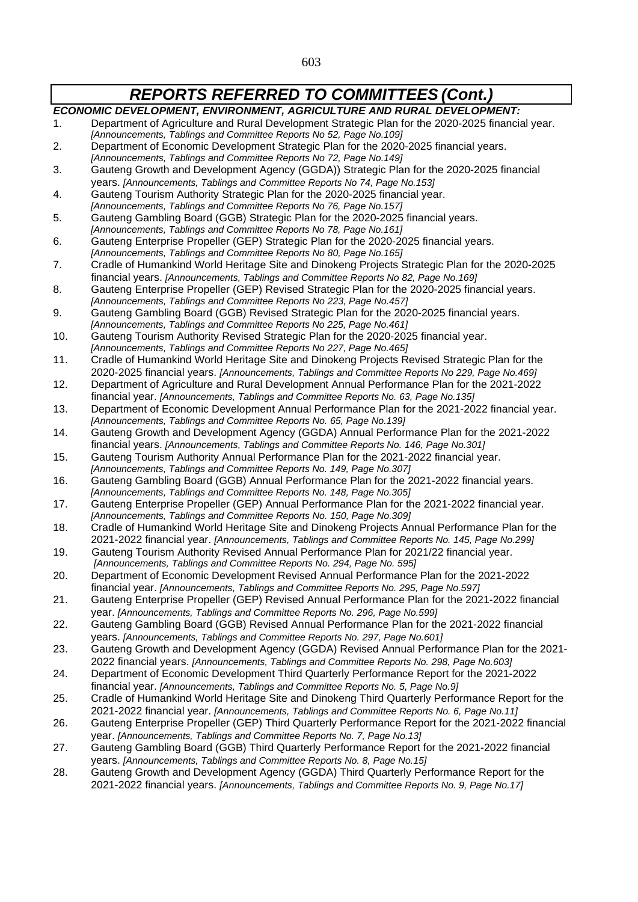# *REPORTS REFERRED TO COMMITTEES (Cont.)*

***ECONOMIC DEVELOPMENT, ENVIRONMENT, AGRICULTURE AND RURAL DEVELOPMENT:***

1. Department of Agriculture and Rural Development Strategic Plan for the 2020-2025 financial year. *[Announcements, Tablings and Committee Reports No 52, Page No.109]*
2. Department of Economic Development Strategic Plan for the 2020-2025 financial years. *[Announcements, Tablings and Committee Reports No 72, Page No.149]*
3. Gauteng Growth and Development Agency (GGDA)) Strategic Plan for the 2020-2025 financial years. *[Announcements, Tablings and Committee Reports No 74, Page No.153]*
4. Gauteng Tourism Authority Strategic Plan for the 2020-2025 financial year. *[Announcements, Tablings and Committee Reports No 76, Page No.157]*
5. Gauteng Gambling Board (GGB) Strategic Plan for the 2020-2025 financial years. *[Announcements, Tablings and Committee Reports No 78, Page No.161]*
6. Gauteng Enterprise Propeller (GEP) Strategic Plan for the 2020-2025 financial years. *[Announcements, Tablings and Committee Reports No 80, Page No.165]*
7. Cradle of Humankind World Heritage Site and Dinokeng Projects Strategic Plan for the 2020-2025 financial years. *[Announcements, Tablings and Committee Reports No 82, Page No.169]*
8. Gauteng Enterprise Propeller (GEP) Revised Strategic Plan for the 2020-2025 financial years. *[Announcements, Tablings and Committee Reports No 223, Page No.457]*
9. Gauteng Gambling Board (GGB) Revised Strategic Plan for the 2020-2025 financial years. *[Announcements, Tablings and Committee Reports No 225, Page No.461]*
10. Gauteng Tourism Authority Revised Strategic Plan for the 2020-2025 financial year. *[Announcements, Tablings and Committee Reports No 227, Page No.465]*
11. Cradle of Humankind World Heritage Site and Dinokeng Projects Revised Strategic Plan for the 2020-2025 financial years. *[Announcements, Tablings and Committee Reports No 229, Page No.469]*
12. Department of Agriculture and Rural Development Annual Performance Plan for the 2021-2022 financial year. *[Announcements, Tablings and Committee Reports No. 63, Page No.135]*
13. Department of Economic Development Annual Performance Plan for the 2021-2022 financial year. *[Announcements, Tablings and Committee Reports No. 65, Page No.139]*
14. Gauteng Growth and Development Agency (GGDA) Annual Performance Plan for the 2021-2022 financial years. *[Announcements, Tablings and Committee Reports No. 146, Page No.301]*
15. Gauteng Tourism Authority Annual Performance Plan for the 2021-2022 financial year. *[Announcements, Tablings and Committee Reports No. 149, Page No.307]*
16. Gauteng Gambling Board (GGB) Annual Performance Plan for the 2021-2022 financial years. *[Announcements, Tablings and Committee Reports No. 148, Page No.305]*
17. Gauteng Enterprise Propeller (GEP) Annual Performance Plan for the 2021-2022 financial year. *[Announcements, Tablings and Committee Reports No. 150, Page No.309]*
18. Cradle of Humankind World Heritage Site and Dinokeng Projects Annual Performance Plan for the 2021-2022 financial year. *[Announcements, Tablings and Committee Reports No. 145, Page No.299]*
19. Gauteng Tourism Authority Revised Annual Performance Plan for 2021/22 financial year. *[Announcements, Tablings and Committee Reports No. 294, Page No. 595]*
20. Department of Economic Development Revised Annual Performance Plan for the 2021-2022 financial year. *[Announcements, Tablings and Committee Reports No. 295, Page No.597]*
21. Gauteng Enterprise Propeller (GEP) Revised Annual Performance Plan for the 2021-2022 financial year. *[Announcements, Tablings and Committee Reports No. 296, Page No.599]*
22. Gauteng Gambling Board (GGB) Revised Annual Performance Plan for the 2021-2022 financial years. *[Announcements, Tablings and Committee Reports No. 297, Page No.601]*
23. Gauteng Growth and Development Agency (GGDA) Revised Annual Performance Plan for the 2021-2022 financial years. *[Announcements, Tablings and Committee Reports No. 298, Page No.603]*
24. Department of Economic Development Third Quarterly Performance Report for the 2021-2022 financial year. *[Announcements, Tablings and Committee Reports No. 5, Page No.9]*
25. Cradle of Humankind World Heritage Site and Dinokeng Third Quarterly Performance Report for the 2021-2022 financial year. *[Announcements, Tablings and Committee Reports No. 6, Page No.11]*
26. Gauteng Enterprise Propeller (GEP) Third Quarterly Performance Report for the 2021-2022 financial year. *[Announcements, Tablings and Committee Reports No. 7, Page No.13]*
27. Gauteng Gambling Board (GGB) Third Quarterly Performance Report for the 2021-2022 financial years. *[Announcements, Tablings and Committee Reports No. 8, Page No.15]*
28. Gauteng Growth and Development Agency (GGDA) Third Quarterly Performance Report for the 2021-2022 financial years. *[Announcements, Tablings and Committee Reports No. 9, Page No.17]*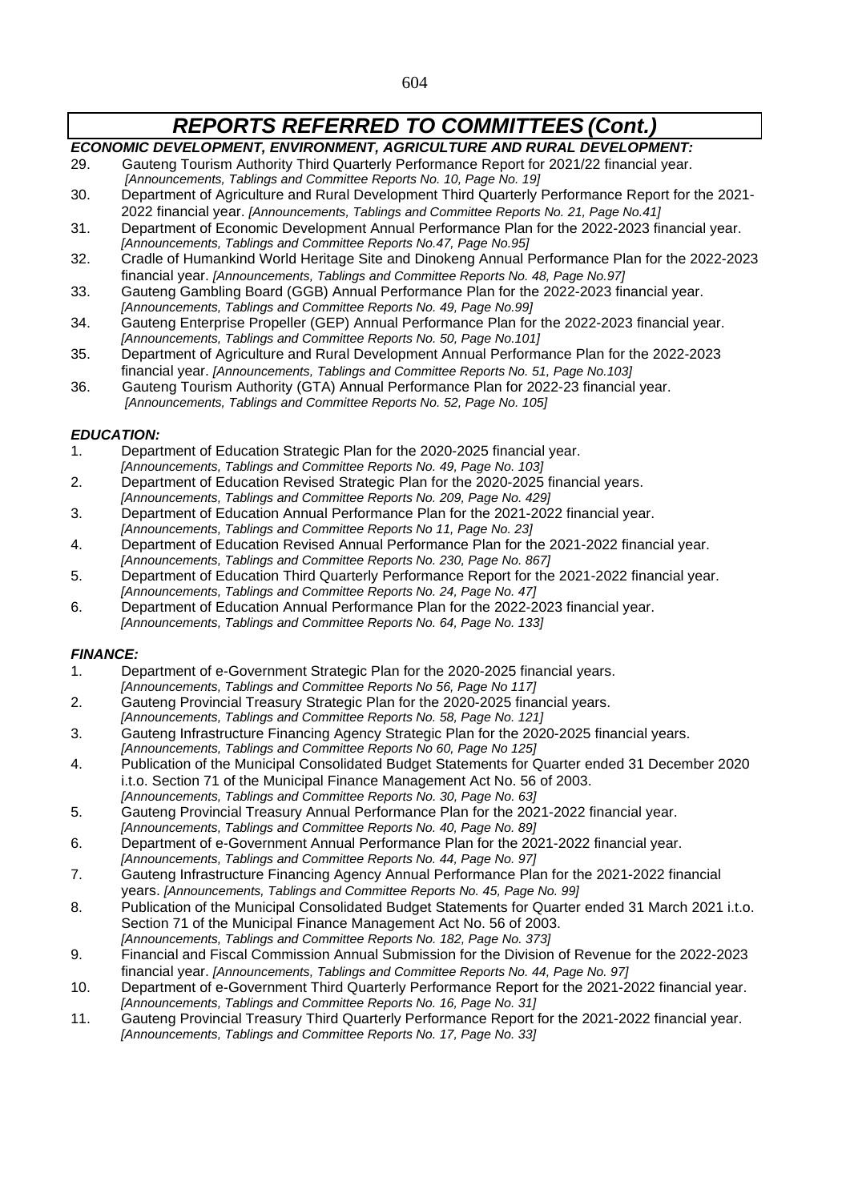# *REPORTS REFERRED TO COMMITTEES (Cont.)*

***ECONOMIC DEVELOPMENT, ENVIRONMENT, AGRICULTURE AND RURAL DEVELOPMENT:***

29. Gauteng Tourism Authority Third Quarterly Performance Report for 2021/22 financial year. *[Announcements, Tablings and Committee Reports No. 10, Page No. 19]*
30. Department of Agriculture and Rural Development Third Quarterly Performance Report for the 2021-2022 financial year. *[Announcements, Tablings and Committee Reports No. 21, Page No.41]*
31. Department of Economic Development Annual Performance Plan for the 2022-2023 financial year. *[Announcements, Tablings and Committee Reports No.47, Page No.95]*
32. Cradle of Humankind World Heritage Site and Dinokeng Annual Performance Plan for the 2022-2023 financial year. *[Announcements, Tablings and Committee Reports No. 48, Page No.97]*
33. Gauteng Gambling Board (GGB) Annual Performance Plan for the 2022-2023 financial year. *[Announcements, Tablings and Committee Reports No. 49, Page No.99]*
34. Gauteng Enterprise Propeller (GEP) Annual Performance Plan for the 2022-2023 financial year. *[Announcements, Tablings and Committee Reports No. 50, Page No.101]*
35. Department of Agriculture and Rural Development Annual Performance Plan for the 2022-2023 financial year. *[Announcements, Tablings and Committee Reports No. 51, Page No.103]*
36. Gauteng Tourism Authority (GTA) Annual Performance Plan for 2022-23 financial year. *[Announcements, Tablings and Committee Reports No. 52, Page No. 105]*

***EDUCATION:***

1. Department of Education Strategic Plan for the 2020-2025 financial year. *[Announcements, Tablings and Committee Reports No. 49, Page No. 103]*
2. Department of Education Revised Strategic Plan for the 2020-2025 financial years. *[Announcements, Tablings and Committee Reports No. 209, Page No. 429]*
3. Department of Education Annual Performance Plan for the 2021-2022 financial year. *[Announcements, Tablings and Committee Reports No 11, Page No. 23]*
4. Department of Education Revised Annual Performance Plan for the 2021-2022 financial year. *[Announcements, Tablings and Committee Reports No. 230, Page No. 867]*
5. Department of Education Third Quarterly Performance Report for the 2021-2022 financial year. *[Announcements, Tablings and Committee Reports No. 24, Page No. 47]*
6. Department of Education Annual Performance Plan for the 2022-2023 financial year. *[Announcements, Tablings and Committee Reports No. 64, Page No. 133]*

***FINANCE:***

1. Department of e-Government Strategic Plan for the 2020-2025 financial years. *[Announcements, Tablings and Committee Reports No 56, Page No 117]*
2. Gauteng Provincial Treasury Strategic Plan for the 2020-2025 financial years. *[Announcements, Tablings and Committee Reports No. 58, Page No. 121]*
3. Gauteng Infrastructure Financing Agency Strategic Plan for the 2020-2025 financial years. *[Announcements, Tablings and Committee Reports No 60, Page No 125]*
4. Publication of the Municipal Consolidated Budget Statements for Quarter ended 31 December 2020 i.t.o. Section 71 of the Municipal Finance Management Act No. 56 of 2003. *[Announcements, Tablings and Committee Reports No. 30, Page No. 63]*
5. Gauteng Provincial Treasury Annual Performance Plan for the 2021-2022 financial year. *[Announcements, Tablings and Committee Reports No. 40, Page No. 89]*
6. Department of e-Government Annual Performance Plan for the 2021-2022 financial year. *[Announcements, Tablings and Committee Reports No. 44, Page No. 97]*
7. Gauteng Infrastructure Financing Agency Annual Performance Plan for the 2021-2022 financial years. *[Announcements, Tablings and Committee Reports No. 45, Page No. 99]*
8. Publication of the Municipal Consolidated Budget Statements for Quarter ended 31 March 2021 i.t.o. Section 71 of the Municipal Finance Management Act No. 56 of 2003. *[Announcements, Tablings and Committee Reports No. 182, Page No. 373]*
9. Financial and Fiscal Commission Annual Submission for the Division of Revenue for the 2022-2023 financial year. *[Announcements, Tablings and Committee Reports No. 44, Page No. 97]*
10. Department of e-Government Third Quarterly Performance Report for the 2021-2022 financial year. *[Announcements, Tablings and Committee Reports No. 16, Page No. 31]*
11. Gauteng Provincial Treasury Third Quarterly Performance Report for the 2021-2022 financial year. *[Announcements, Tablings and Committee Reports No. 17, Page No. 33]*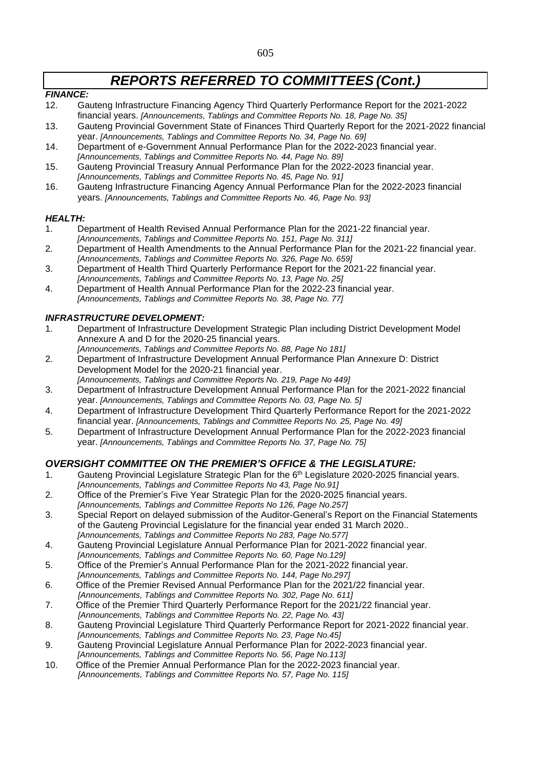## *REPORTS REFERRED TO COMMITTEES (Cont.)*

### *FINANCE:*

12. Gauteng Infrastructure Financing Agency Third Quarterly Performance Report for the 2021-2022 financial years. *[Announcements, Tablings and Committee Reports No. 18, Page No. 35]*
13. Gauteng Provincial Government State of Finances Third Quarterly Report for the 2021-2022 financial year. *[Announcements, Tablings and Committee Reports No. 34, Page No. 69]*
14. Department of e-Government Annual Performance Plan for the 2022-2023 financial year. *[Announcements, Tablings and Committee Reports No. 44, Page No. 89]*
15. Gauteng Provincial Treasury Annual Performance Plan for the 2022-2023 financial year. *[Announcements, Tablings and Committee Reports No. 45, Page No. 91]*
16. Gauteng Infrastructure Financing Agency Annual Performance Plan for the 2022-2023 financial years. *[Announcements, Tablings and Committee Reports No. 46, Page No. 93]*

### *HEALTH:*

1. Department of Health Revised Annual Performance Plan for the 2021-22 financial year. *[Announcements, Tablings and Committee Reports No. 151, Page No. 311]*
2. Department of Health Amendments to the Annual Performance Plan for the 2021-22 financial year. *[Announcements, Tablings and Committee Reports No. 326, Page No. 659]*
3. Department of Health Third Quarterly Performance Report for the 2021-22 financial year. *[Announcements, Tablings and Committee Reports No. 13, Page No. 25]*
4. Department of Health Annual Performance Plan for the 2022-23 financial year. *[Announcements, Tablings and Committee Reports No. 38, Page No. 77]*

### *INFRASTRUCTURE DEVELOPMENT:*

1. Department of Infrastructure Development Strategic Plan including District Development Model Annexure A and D for the 2020-25 financial years. *[Announcements, Tablings and Committee Reports No. 88, Page No 181]*
2. Department of Infrastructure Development Annual Performance Plan Annexure D: District Development Model for the 2020-21 financial year. *[Announcements, Tablings and Committee Reports No. 219, Page No 449]*
3. Department of Infrastructure Development Annual Performance Plan for the 2021-2022 financial year. *[Announcements, Tablings and Committee Reports No. 03, Page No. 5]*
4. Department of Infrastructure Development Third Quarterly Performance Report for the 2021-2022 financial year. *[Announcements, Tablings and Committee Reports No. 25, Page No. 49]*
5. Department of Infrastructure Development Annual Performance Plan for the 2022-2023 financial year. *[Announcements, Tablings and Committee Reports No. 37, Page No. 75]*

### *OVERSIGHT COMMITTEE ON THE PREMIER'S OFFICE & THE LEGISLATURE:*

1. Gauteng Provincial Legislature Strategic Plan for the 6th Legislature 2020-2025 financial years. *[Announcements, Tablings and Committee Reports No 43, Page No.91]*
2. Office of the Premier's Five Year Strategic Plan for the 2020-2025 financial years. *[Announcements, Tablings and Committee Reports No 126, Page No.257]*
3. Special Report on delayed submission of the Auditor-General's Report on the Financial Statements of the Gauteng Provincial Legislature for the financial year ended 31 March 2020.. *[Announcements, Tablings and Committee Reports No 283, Page No.577]*
4. Gauteng Provincial Legislature Annual Performance Plan for 2021-2022 financial year. *[Announcements, Tablings and Committee Reports No. 60, Page No.129]*
5. Office of the Premier's Annual Performance Plan for the 2021-2022 financial year. *[Announcements, Tablings and Committee Reports No. 144, Page No.297]*
6. Office of the Premier Revised Annual Performance Plan for the 2021/22 financial year. *[Announcements, Tablings and Committee Reports No. 302, Page No. 611]*
7. Office of the Premier Third Quarterly Performance Report for the 2021/22 financial year. *[Announcements, Tablings and Committee Reports No. 22, Page No. 43]*
8. Gauteng Provincial Legislature Third Quarterly Performance Report for 2021-2022 financial year. *[Announcements, Tablings and Committee Reports No. 23, Page No.45]*
9. Gauteng Provincial Legislature Annual Performance Plan for 2022-2023 financial year. *[Announcements, Tablings and Committee Reports No. 56, Page No.113]*
10. Office of the Premier Annual Performance Plan for the 2022-2023 financial year. *[Announcements, Tablings and Committee Reports No. 57, Page No. 115]*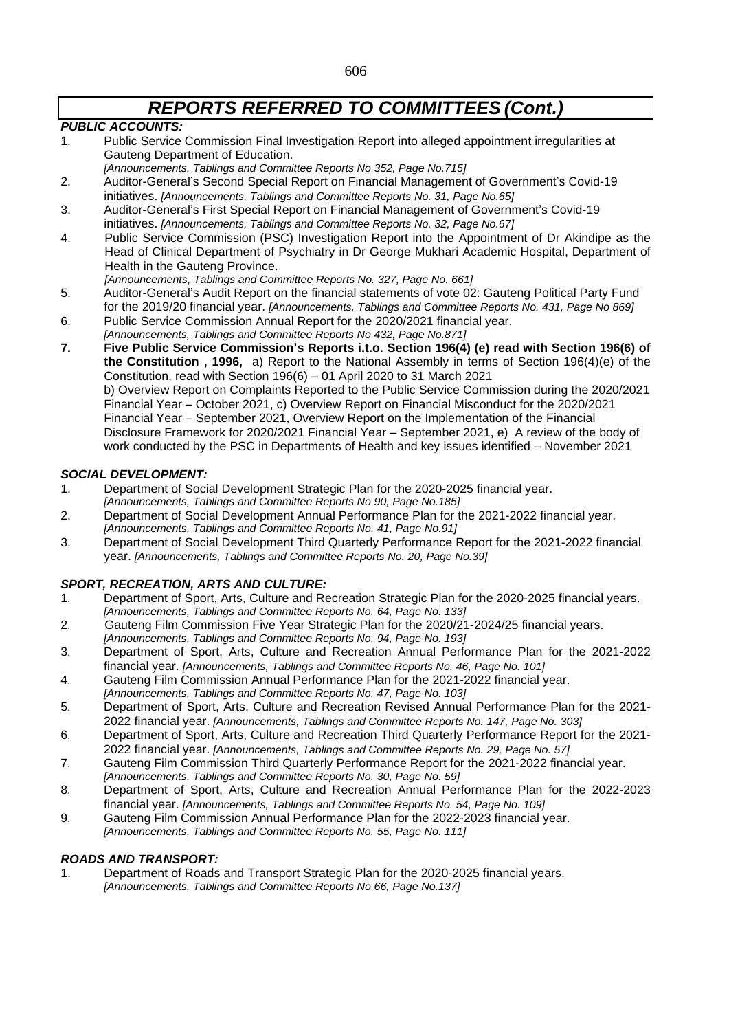# *REPORTS REFERRED TO COMMITTEES (Cont.)*

***PUBLIC ACCOUNTS:***

1. Public Service Commission Final Investigation Report into alleged appointment irregularities at Gauteng Department of Education.
   *[Announcements, Tablings and Committee Reports No 352, Page No.715]*
2. Auditor-General's Second Special Report on Financial Management of Government's Covid-19 initiatives. *[Announcements, Tablings and Committee Reports No. 31, Page No.65]*
3. Auditor-General's First Special Report on Financial Management of Government's Covid-19 initiatives. *[Announcements, Tablings and Committee Reports No. 32, Page No.67]*
4. Public Service Commission (PSC) Investigation Report into the Appointment of Dr Akindipe as the Head of Clinical Department of Psychiatry in Dr George Mukhari Academic Hospital, Department of Health in the Gauteng Province.
   *[Announcements, Tablings and Committee Reports No. 327, Page No. 661]*
5. Auditor-General's Audit Report on the financial statements of vote 02: Gauteng Political Party Fund for the 2019/20 financial year. *[Announcements, Tablings and Committee Reports No. 431, Page No 869]*
6. Public Service Commission Annual Report for the 2020/2021 financial year.
   *[Announcements, Tablings and Committee Reports No 432, Page No.871]*
7. **Five Public Service Commission's Reports i.t.o. Section 196(4) (e) read with Section 196(6) of the Constitution , 1996,** a) Report to the National Assembly in terms of Section 196(4)(e) of the Constitution, read with Section 196(6) – 01 April 2020 to 31 March 2021
   b) Overview Report on Complaints Reported to the Public Service Commission during the 2020/2021 Financial Year – October 2021, c) Overview Report on Financial Misconduct for the 2020/2021 Financial Year – September 2021, Overview Report on the Implementation of the Financial Disclosure Framework for 2020/2021 Financial Year – September 2021, e) A review of the body of work conducted by the PSC in Departments of Health and key issues identified – November 2021

***SOCIAL DEVELOPMENT:***

1. Department of Social Development Strategic Plan for the 2020-2025 financial year.
   *[Announcements, Tablings and Committee Reports No 90, Page No.185]*
2. Department of Social Development Annual Performance Plan for the 2021-2022 financial year.
   *[Announcements, Tablings and Committee Reports No. 41, Page No.91]*
3. Department of Social Development Third Quarterly Performance Report for the 2021-2022 financial year. *[Announcements, Tablings and Committee Reports No. 20, Page No.39]*

***SPORT, RECREATION, ARTS AND CULTURE:***

1. Department of Sport, Arts, Culture and Recreation Strategic Plan for the 2020-2025 financial years.
   *[Announcements, Tablings and Committee Reports No. 64, Page No. 133]*
2. Gauteng Film Commission Five Year Strategic Plan for the 2020/21-2024/25 financial years.
   *[Announcements, Tablings and Committee Reports No. 94, Page No. 193]*
3. Department of Sport, Arts, Culture and Recreation Annual Performance Plan for the 2021-2022 financial year. *[Announcements, Tablings and Committee Reports No. 46, Page No. 101]*
4. Gauteng Film Commission Annual Performance Plan for the 2021-2022 financial year.
   *[Announcements, Tablings and Committee Reports No. 47, Page No. 103]*
5. Department of Sport, Arts, Culture and Recreation Revised Annual Performance Plan for the 2021-2022 financial year. *[Announcements, Tablings and Committee Reports No. 147, Page No. 303]*
6. Department of Sport, Arts, Culture and Recreation Third Quarterly Performance Report for the 2021-2022 financial year. *[Announcements, Tablings and Committee Reports No. 29, Page No. 57]*
7. Gauteng Film Commission Third Quarterly Performance Report for the 2021-2022 financial year.
   *[Announcements, Tablings and Committee Reports No. 30, Page No. 59]*
8. Department of Sport, Arts, Culture and Recreation Annual Performance Plan for the 2022-2023 financial year. *[Announcements, Tablings and Committee Reports No. 54, Page No. 109]*
9. Gauteng Film Commission Annual Performance Plan for the 2022-2023 financial year.
   *[Announcements, Tablings and Committee Reports No. 55, Page No. 111]*

***ROADS AND TRANSPORT:***

1. Department of Roads and Transport Strategic Plan for the 2020-2025 financial years.
   *[Announcements, Tablings and Committee Reports No 66, Page No.137]*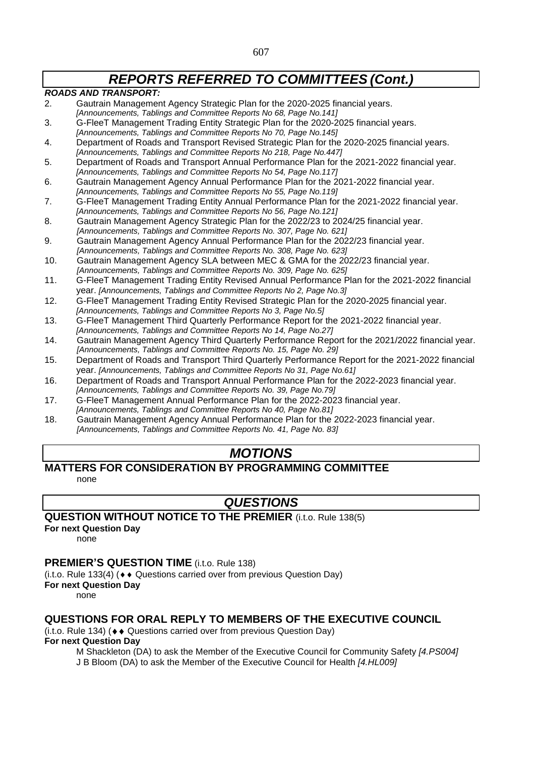# *REPORTS REFERRED TO COMMITTEES (Cont.)*

***ROADS AND TRANSPORT:***

2. Gautrain Management Agency Strategic Plan for the 2020-2025 financial years. *[Announcements, Tablings and Committee Reports No 68, Page No.141]*
3. G-FleeT Management Trading Entity Strategic Plan for the 2020-2025 financial years. *[Announcements, Tablings and Committee Reports No 70, Page No.145]*
4. Department of Roads and Transport Revised Strategic Plan for the 2020-2025 financial years. *[Announcements, Tablings and Committee Reports No 218, Page No.447]*
5. Department of Roads and Transport Annual Performance Plan for the 2021-2022 financial year. *[Announcements, Tablings and Committee Reports No 54, Page No.117]*
6. Gautrain Management Agency Annual Performance Plan for the 2021-2022 financial year. *[Announcements, Tablings and Committee Reports No 55, Page No.119]*
7. G-FleeT Management Trading Entity Annual Performance Plan for the 2021-2022 financial year. *[Announcements, Tablings and Committee Reports No 56, Page No.121]*
8. Gautrain Management Agency Strategic Plan for the 2022/23 to 2024/25 financial year. *[Announcements, Tablings and Committee Reports No. 307, Page No. 621]*
9. Gautrain Management Agency Annual Performance Plan for the 2022/23 financial year. *[Announcements, Tablings and Committee Reports No. 308, Page No. 623]*
10. Gautrain Management Agency SLA between MEC & GMA for the 2022/23 financial year. *[Announcements, Tablings and Committee Reports No. 309, Page No. 625]*
11. G-FleeT Management Trading Entity Revised Annual Performance Plan for the 2021-2022 financial year. *[Announcements, Tablings and Committee Reports No 2, Page No.3]*
12. G-FleeT Management Trading Entity Revised Strategic Plan for the 2020-2025 financial year. *[Announcements, Tablings and Committee Reports No 3, Page No.5]*
13. G-FleeT Management Third Quarterly Performance Report for the 2021-2022 financial year. *[Announcements, Tablings and Committee Reports No 14, Page No.27]*
14. Gautrain Management Agency Third Quarterly Performance Report for the 2021/2022 financial year. *[Announcements, Tablings and Committee Reports No. 15, Page No. 29]*
15. Department of Roads and Transport Third Quarterly Performance Report for the 2021-2022 financial year. *[Announcements, Tablings and Committee Reports No 31, Page No.61]*
16. Department of Roads and Transport Annual Performance Plan for the 2022-2023 financial year. *[Announcements, Tablings and Committee Reports No. 39, Page No.79]*
17. G-FleeT Management Annual Performance Plan for the 2022-2023 financial year. *[Announcements, Tablings and Committee Reports No 40, Page No.81]*
18. Gautrain Management Agency Annual Performance Plan for the 2022-2023 financial year. *[Announcements, Tablings and Committee Reports No. 41, Page No. 83]*

# *MOTIONS*

## MATTERS FOR CONSIDERATION BY PROGRAMMING COMMITTEE

none

# *QUESTIONS*

## QUESTION WITHOUT NOTICE TO THE PREMIER (i.t.o. Rule 138(5)

**For next Question Day**

none

## PREMIER'S QUESTION TIME (i.t.o. Rule 138)

(i.t.o. Rule 133(4) (♦♦ Questions carried over from previous Question Day)

**For next Question Day**

none

## QUESTIONS FOR ORAL REPLY TO MEMBERS OF THE EXECUTIVE COUNCIL

(i.t.o. Rule 134) (♦♦ Questions carried over from previous Question Day)

**For next Question Day**

M Shackleton (DA) to ask the Member of the Executive Council for Community Safety *[4.PS004]*
J B Bloom (DA) to ask the Member of the Executive Council for Health *[4.HL009]*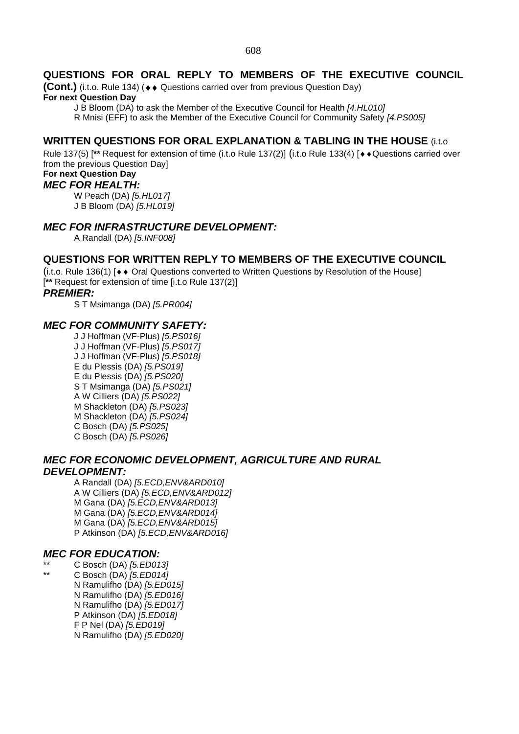## QUESTIONS FOR ORAL REPLY TO MEMBERS OF THE EXECUTIVE COUNCIL (Cont.) (i.t.o. Rule 134) (♦♦ Questions carried over from previous Question Day)

**For next Question Day**

J B Bloom (DA) to ask the Member of the Executive Council for Health *[4.HL010]*

R Mnisi (EFF) to ask the Member of the Executive Council for Community Safety *[4.PS005]*

## WRITTEN QUESTIONS FOR ORAL EXPLANATION & TABLING IN THE HOUSE (i.t.o Rule 137(5) [** Request for extension of time (i.t.o Rule 137(2)] (i.t.o Rule 133(4) [♦♦Questions carried over from the previous Question Day]

**For next Question Day**

### *MEC FOR HEALTH:*

W Peach (DA) *[5.HL017]*
J B Bloom (DA) *[5.HL019]*

### *MEC FOR INFRASTRUCTURE DEVELOPMENT:*

A Randall (DA) *[5.INF008]*

## QUESTIONS FOR WRITTEN REPLY TO MEMBERS OF THE EXECUTIVE COUNCIL

(i.t.o. Rule 136(1) [♦♦ Oral Questions converted to Written Questions by Resolution of the House] [** Request for extension of time [i.t.o Rule 137(2)]

### *PREMIER:*

S T Msimanga (DA) *[5.PR004]*

### *MEC FOR COMMUNITY SAFETY:*

J J Hoffman (VF-Plus) *[5.PS016]*
J J Hoffman (VF-Plus) *[5.PS017]*
J J Hoffman (VF-Plus) *[5.PS018]*
E du Plessis (DA) *[5.PS019]*
E du Plessis (DA) *[5.PS020]*
S T Msimanga (DA) *[5.PS021]*
A W Cilliers (DA) *[5.PS022]*
M Shackleton (DA) *[5.PS023]*
M Shackleton (DA) *[5.PS024]*
C Bosch (DA) *[5.PS025]*
C Bosch (DA) *[5.PS026]*

### *MEC FOR ECONOMIC DEVELOPMENT, AGRICULTURE AND RURAL DEVELOPMENT:*

A Randall (DA) *[5.ECD,ENV&ARD010]*
A W Cilliers (DA) *[5.ECD,ENV&ARD012]*
M Gana (DA) *[5.ECD,ENV&ARD013]*
M Gana (DA) *[5.ECD,ENV&ARD014]*
M Gana (DA) *[5.ECD,ENV&ARD015]*
P Atkinson (DA) *[5.ECD,ENV&ARD016]*

### *MEC FOR EDUCATION:*

** C Bosch (DA) *[5.ED013]*
** C Bosch (DA) *[5.ED014]*
N Ramulifho (DA) *[5.ED015]*
N Ramulifho (DA) *[5.ED016]*
N Ramulifho (DA) *[5.ED017]*
P Atkinson (DA) *[5.ED018]*
F P Nel (DA) *[5.ED019]*
N Ramulifho (DA) *[5.ED020]*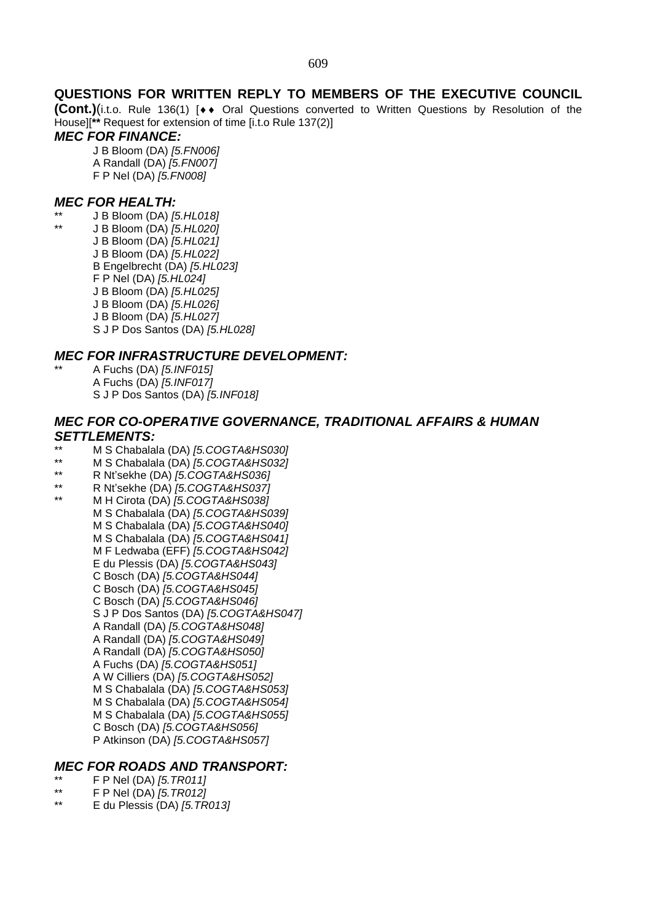## QUESTIONS FOR WRITTEN REPLY TO MEMBERS OF THE EXECUTIVE COUNCIL

**(Cont.)**(i.t.o. Rule 136(1) [♦♦ Oral Questions converted to Written Questions by Resolution of the House][**\*\*** Request for extension of time [i.t.o Rule 137(2)]

### *MEC FOR FINANCE:*

J B Bloom (DA) *[5.FN006]*
A Randall (DA) *[5.FN007]*
F P Nel (DA) *[5.FN008]*

### *MEC FOR HEALTH:*

** J B Bloom (DA) *[5.HL018]*
** J B Bloom (DA) *[5.HL020]*
J B Bloom (DA) *[5.HL021]*
J B Bloom (DA) *[5.HL022]*
B Engelbrecht (DA) *[5.HL023]*
F P Nel (DA) *[5.HL024]*
J B Bloom (DA) *[5.HL025]*
J B Bloom (DA) *[5.HL026]*
J B Bloom (DA) *[5.HL027]*
S J P Dos Santos (DA) *[5.HL028]*

### *MEC FOR INFRASTRUCTURE DEVELOPMENT:*

** A Fuchs (DA) *[5.INF015]*
A Fuchs (DA) *[5.INF017]*
S J P Dos Santos (DA) *[5.INF018]*

### *MEC FOR CO-OPERATIVE GOVERNANCE, TRADITIONAL AFFAIRS & HUMAN SETTLEMENTS:*

** M S Chabalala (DA) *[5.COGTA&HS030]*
** M S Chabalala (DA) *[5.COGTA&HS032]*
** R Nt'sekhe (DA) *[5.COGTA&HS036]*
** R Nt'sekhe (DA) *[5.COGTA&HS037]*
** M H Cirota (DA) *[5.COGTA&HS038]*
M S Chabalala (DA) *[5.COGTA&HS039]*
M S Chabalala (DA) *[5.COGTA&HS040]*
M S Chabalala (DA) *[5.COGTA&HS041]*
M F Ledwaba (EFF) *[5.COGTA&HS042]*
E du Plessis (DA) *[5.COGTA&HS043]*
C Bosch (DA) *[5.COGTA&HS044]*
C Bosch (DA) *[5.COGTA&HS045]*
C Bosch (DA) *[5.COGTA&HS046]*
S J P Dos Santos (DA) *[5.COGTA&HS047]*
A Randall (DA) *[5.COGTA&HS048]*
A Randall (DA) *[5.COGTA&HS049]*
A Randall (DA) *[5.COGTA&HS050]*
A Fuchs (DA) *[5.COGTA&HS051]*
A W Cilliers (DA) *[5.COGTA&HS052]*
M S Chabalala (DA) *[5.COGTA&HS053]*
M S Chabalala (DA) *[5.COGTA&HS054]*
M S Chabalala (DA) *[5.COGTA&HS055]*
C Bosch (DA) *[5.COGTA&HS056]*
P Atkinson (DA) *[5.COGTA&HS057]*

### *MEC FOR ROADS AND TRANSPORT:*

** F P Nel (DA) *[5.TR011]*
** F P Nel (DA) *[5.TR012]*
** E du Plessis (DA) *[5.TR013]*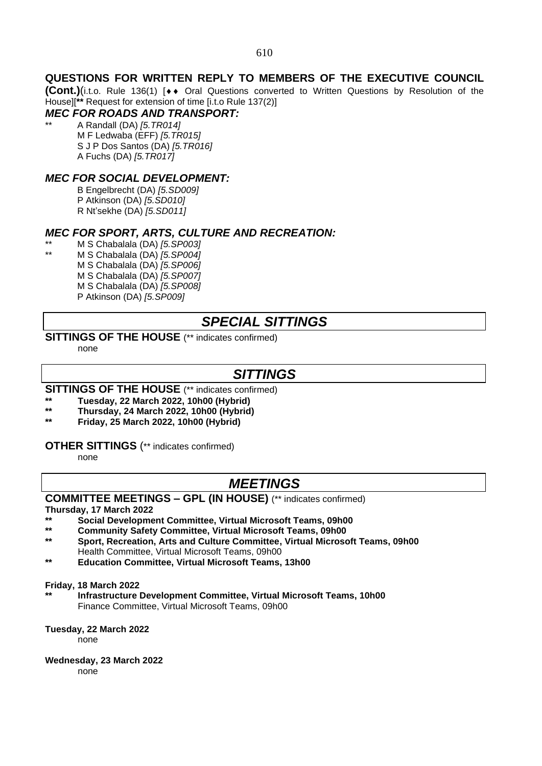## QUESTIONS FOR WRITTEN REPLY TO MEMBERS OF THE EXECUTIVE COUNCIL (Cont.)

(i.t.o. Rule 136(1) [♦♦ Oral Questions converted to Written Questions by Resolution of the House][** Request for extension of time [i.t.o Rule 137(2)]

### *MEC FOR ROADS AND TRANSPORT:*

** A Randall (DA) *[5.TR014]*
M F Ledwaba (EFF) *[5.TR015]*
S J P Dos Santos (DA) *[5.TR016]*
A Fuchs (DA) *[5.TR017]*

### *MEC FOR SOCIAL DEVELOPMENT:*

B Engelbrecht (DA) *[5.SD009]*
P Atkinson (DA) *[5.SD010]*
R Nt'sekhe (DA) *[5.SD011]*

### *MEC FOR SPORT, ARTS, CULTURE AND RECREATION:*

** M S Chabalala (DA) *[5.SP003]*
** M S Chabalala (DA) *[5.SP004]*
M S Chabalala (DA) *[5.SP006]*
M S Chabalala (DA) *[5.SP007]*
M S Chabalala (DA) *[5.SP008]*
P Atkinson (DA) *[5.SP009]*

## *SPECIAL SITTINGS*

**SITTINGS OF THE HOUSE** (** indicates confirmed)

none

## *SITTINGS*

**SITTINGS OF THE HOUSE** (** indicates confirmed)

**** Tuesday, 22 March 2022, 10h00 (Hybrid)**
**** Thursday, 24 March 2022, 10h00 (Hybrid)**
**** Friday, 25 March 2022, 10h00 (Hybrid)**

**OTHER SITTINGS** (** indicates confirmed)

none

## *MEETINGS*

**COMMITTEE MEETINGS – GPL (IN HOUSE)** (** indicates confirmed)

**Thursday, 17 March 2022**

**** Social Development Committee, Virtual Microsoft Teams, 09h00**
**** Community Safety Committee, Virtual Microsoft Teams, 09h00**
**** Sport, Recreation, Arts and Culture Committee, Virtual Microsoft Teams, 09h00**
Health Committee, Virtual Microsoft Teams, 09h00
**** Education Committee, Virtual Microsoft Teams, 13h00**

**Friday, 18 March 2022**

**** Infrastructure Development Committee, Virtual Microsoft Teams, 10h00**
Finance Committee, Virtual Microsoft Teams, 09h00

**Tuesday, 22 March 2022**

none

**Wednesday, 23 March 2022**

none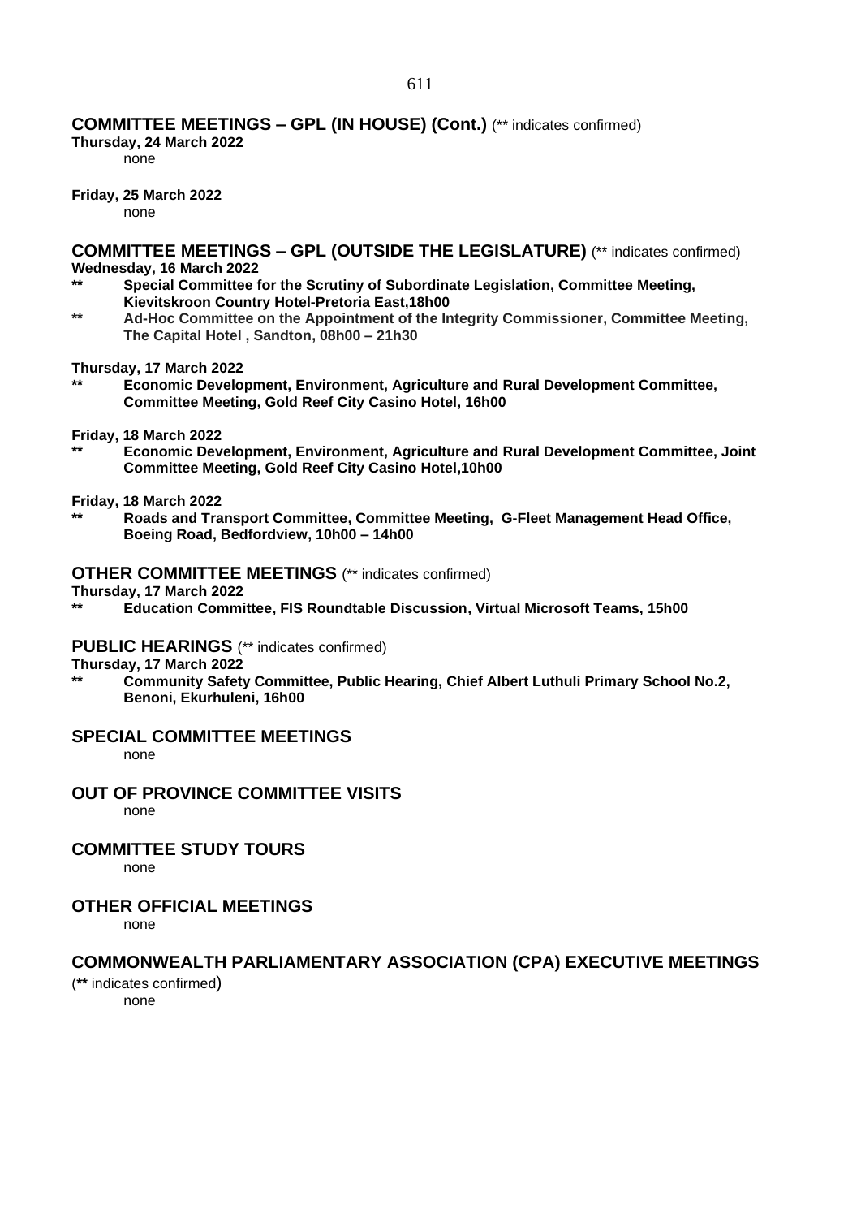## COMMITTEE MEETINGS – GPL (IN HOUSE) (Cont.) (** indicates confirmed)

**Thursday, 24 March 2022**

none

**Friday, 25 March 2022**

none

## COMMITTEE MEETINGS – GPL (OUTSIDE THE LEGISLATURE) (** indicates confirmed)

**Wednesday, 16 March 2022**

** **Special Committee for the Scrutiny of Subordinate Legislation, Committee Meeting, Kievitskroon Country Hotel-Pretoria East,18h00**

** **Ad-Hoc Committee on the Appointment of the Integrity Commissioner, Committee Meeting, The Capital Hotel , Sandton, 08h00 – 21h30**

**Thursday, 17 March 2022**

** **Economic Development, Environment, Agriculture and Rural Development Committee, Committee Meeting, Gold Reef City Casino Hotel, 16h00**

**Friday, 18 March 2022**

** **Economic Development, Environment, Agriculture and Rural Development Committee, Joint Committee Meeting, Gold Reef City Casino Hotel,10h00**

**Friday, 18 March 2022**

** **Roads and Transport Committee, Committee Meeting, G-Fleet Management Head Office, Boeing Road, Bedfordview, 10h00 – 14h00**

## OTHER COMMITTEE MEETINGS (** indicates confirmed)

**Thursday, 17 March 2022**

** **Education Committee, FIS Roundtable Discussion, Virtual Microsoft Teams, 15h00**

## PUBLIC HEARINGS (** indicates confirmed)

**Thursday, 17 March 2022**

** **Community Safety Committee, Public Hearing, Chief Albert Luthuli Primary School No.2, Benoni, Ekurhuleni, 16h00**

## SPECIAL COMMITTEE MEETINGS

none

## OUT OF PROVINCE COMMITTEE VISITS

none

## COMMITTEE STUDY TOURS

none

## OTHER OFFICIAL MEETINGS

none

## COMMONWEALTH PARLIAMENTARY ASSOCIATION (CPA) EXECUTIVE MEETINGS

(** indicates confirmed)

none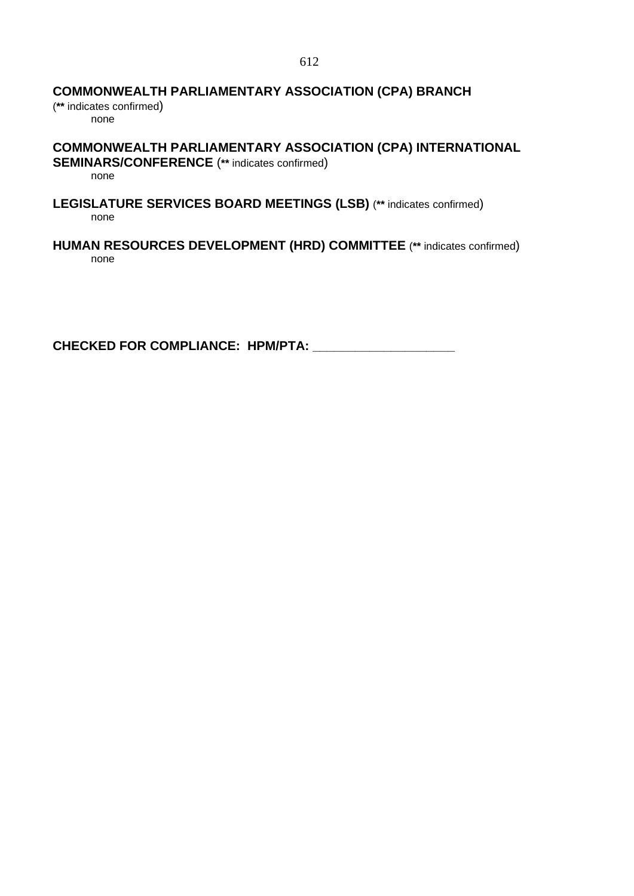## COMMONWEALTH PARLIAMENTARY ASSOCIATION (CPA) BRANCH

(**** indicates confirmed)

none

## COMMONWEALTH PARLIAMENTARY ASSOCIATION (CPA) INTERNATIONAL SEMINARS/CONFERENCE (**** indicates confirmed)

none

## LEGISLATURE SERVICES BOARD MEETINGS (LSB) (**** indicates confirmed)

none

## HUMAN RESOURCES DEVELOPMENT (HRD) COMMITTEE (**** indicates confirmed)

none

**CHECKED FOR COMPLIANCE: HPM/PTA: ____________________**